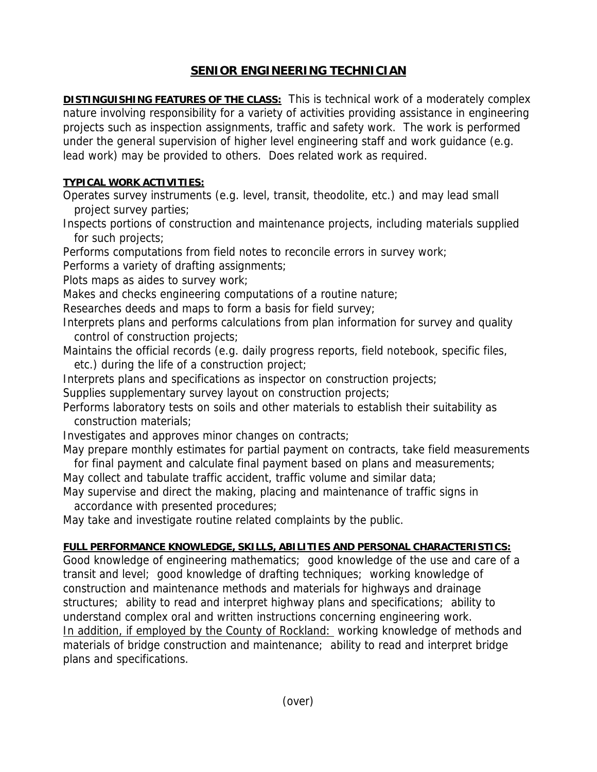# SENIOR ENGINEERING TECHNICIAN

**DISTINGUISHING FEATURES OF THE CLASS:** This is technical work of a moderately complex nature involving responsibility for a variety of activities providing assistance in engineering projects such as inspection assignments, traffic and safety work. The work is performed under the general supervision of higher level engineering staff and work guidance (e.g. lead work) may be provided to others. Does related work as required.

**TYPICAL WORK ACTIVITIES:**

Operates survey instruments (e.g. level, transit, theodolite, etc.) and may lead small project survey parties;
Inspects portions of construction and maintenance projects, including materials supplied for such projects;
Performs computations from field notes to reconcile errors in survey work;
Performs a variety of drafting assignments;
Plots maps as aides to survey work;
Makes and checks engineering computations of a routine nature;
Researches deeds and maps to form a basis for field survey;
Interprets plans and performs calculations from plan information for survey and quality control of construction projects;
Maintains the official records (e.g. daily progress reports, field notebook, specific files, etc.) during the life of a construction project;
Interprets plans and specifications as inspector on construction projects;
Supplies supplementary survey layout on construction projects;
Performs laboratory tests on soils and other materials to establish their suitability as construction materials;
Investigates and approves minor changes on contracts;
May prepare monthly estimates for partial payment on contracts, take field measurements for final payment and calculate final payment based on plans and measurements;
May collect and tabulate traffic accident, traffic volume and similar data;
May supervise and direct the making, placing and maintenance of traffic signs in accordance with presented procedures;
May take and investigate routine related complaints by the public.

**FULL PERFORMANCE KNOWLEDGE, SKILLS, ABILITIES AND PERSONAL CHARACTERISTICS:**

Good knowledge of engineering mathematics; good knowledge of the use and care of a transit and level; good knowledge of drafting techniques; working knowledge of construction and maintenance methods and materials for highways and drainage structures; ability to read and interpret highway plans and specifications; ability to understand complex oral and written instructions concerning engineering work.
In addition, if employed by the County of Rockland: working knowledge of methods and materials of bridge construction and maintenance; ability to read and interpret bridge plans and specifications.

(over)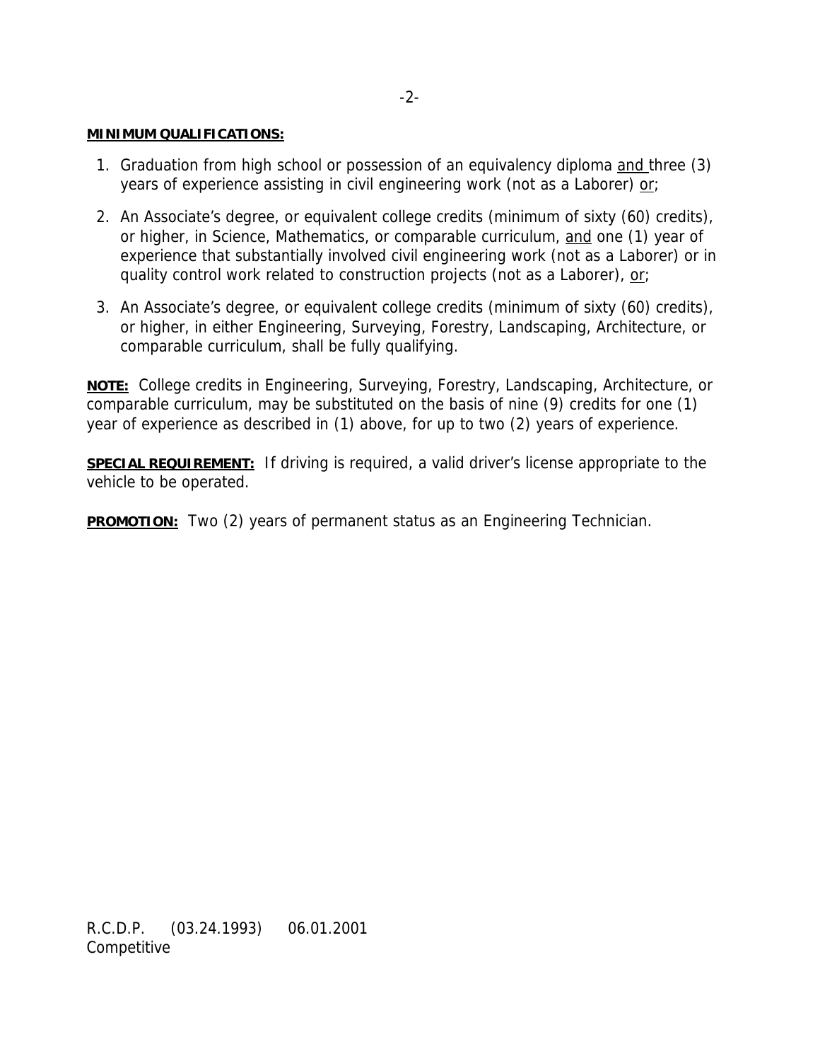**MINIMUM QUALIFICATIONS:**

1. Graduation from high school or possession of an equivalency diploma and three (3) years of experience assisting in civil engineering work (not as a Laborer) or;

2. An Associate's degree, or equivalent college credits (minimum of sixty (60) credits), or higher, in Science, Mathematics, or comparable curriculum, and one (1) year of experience that substantially involved civil engineering work (not as a Laborer) or in quality control work related to construction projects (not as a Laborer), or;

3. An Associate's degree, or equivalent college credits (minimum of sixty (60) credits), or higher, in either Engineering, Surveying, Forestry, Landscaping, Architecture, or comparable curriculum, shall be fully qualifying.

**NOTE:** College credits in Engineering, Surveying, Forestry, Landscaping, Architecture, or comparable curriculum, may be substituted on the basis of nine (9) credits for one (1) year of experience as described in (1) above, for up to two (2) years of experience.

**SPECIAL REQUIREMENT:** If driving is required, a valid driver's license appropriate to the vehicle to be operated.

**PROMOTION:** Two (2) years of permanent status as an Engineering Technician.

R.C.D.P. (03.24.1993) 06.01.2001
Competitive